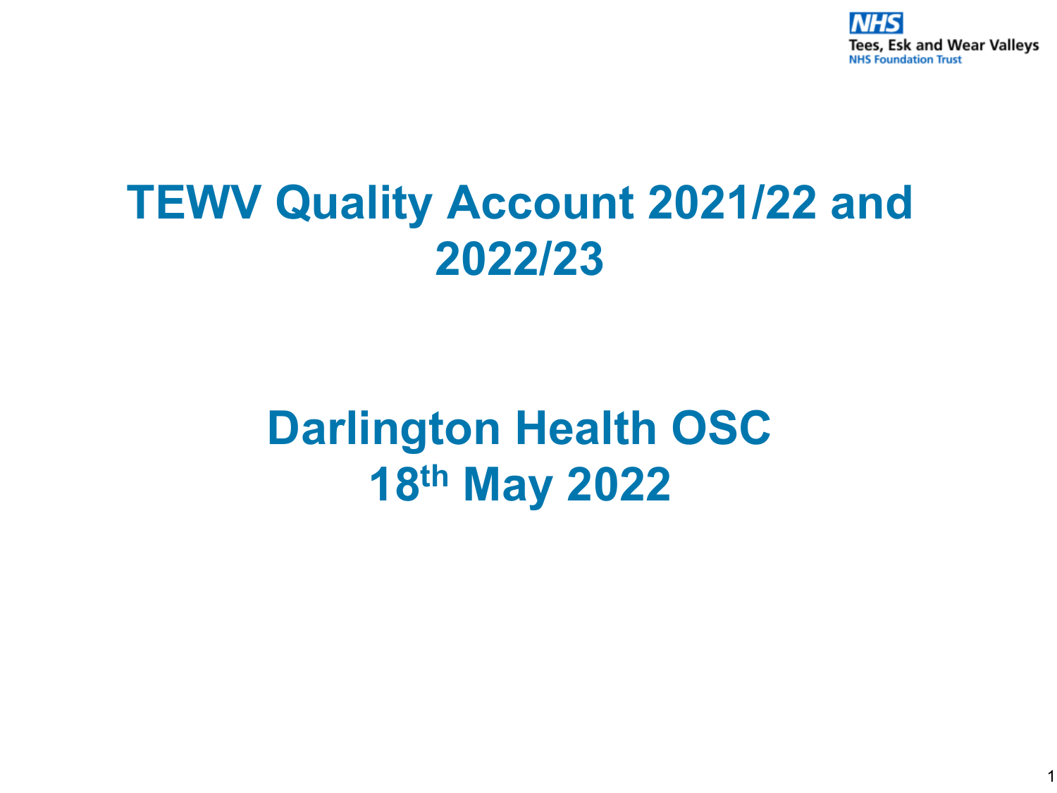# TEWV Quality Account 2021/22 and 2022/23

## Darlington Health OSC
## 18th May 2022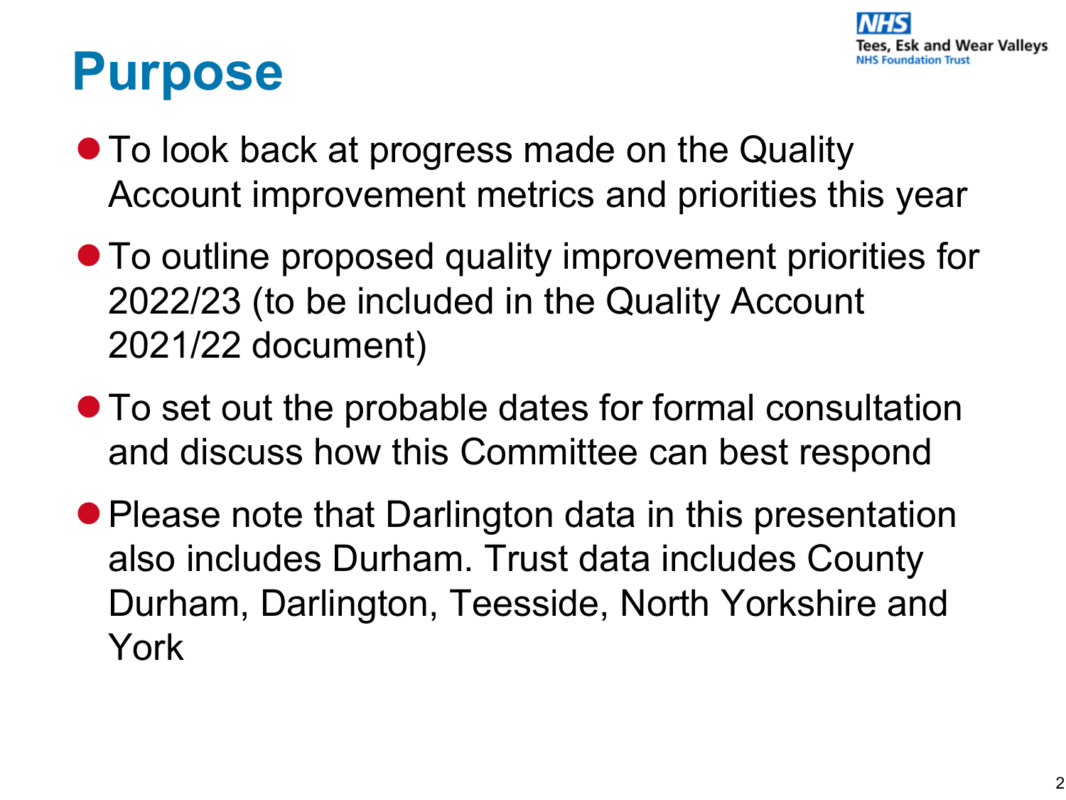# Purpose

- To look back at progress made on the Quality Account improvement metrics and priorities this year
- To outline proposed quality improvement priorities for 2022/23 (to be included in the Quality Account 2021/22 document)
- To set out the probable dates for formal consultation and discuss how this Committee can best respond
- Please note that Darlington data in this presentation also includes Durham. Trust data includes County Durham, Darlington, Teesside, North Yorkshire and York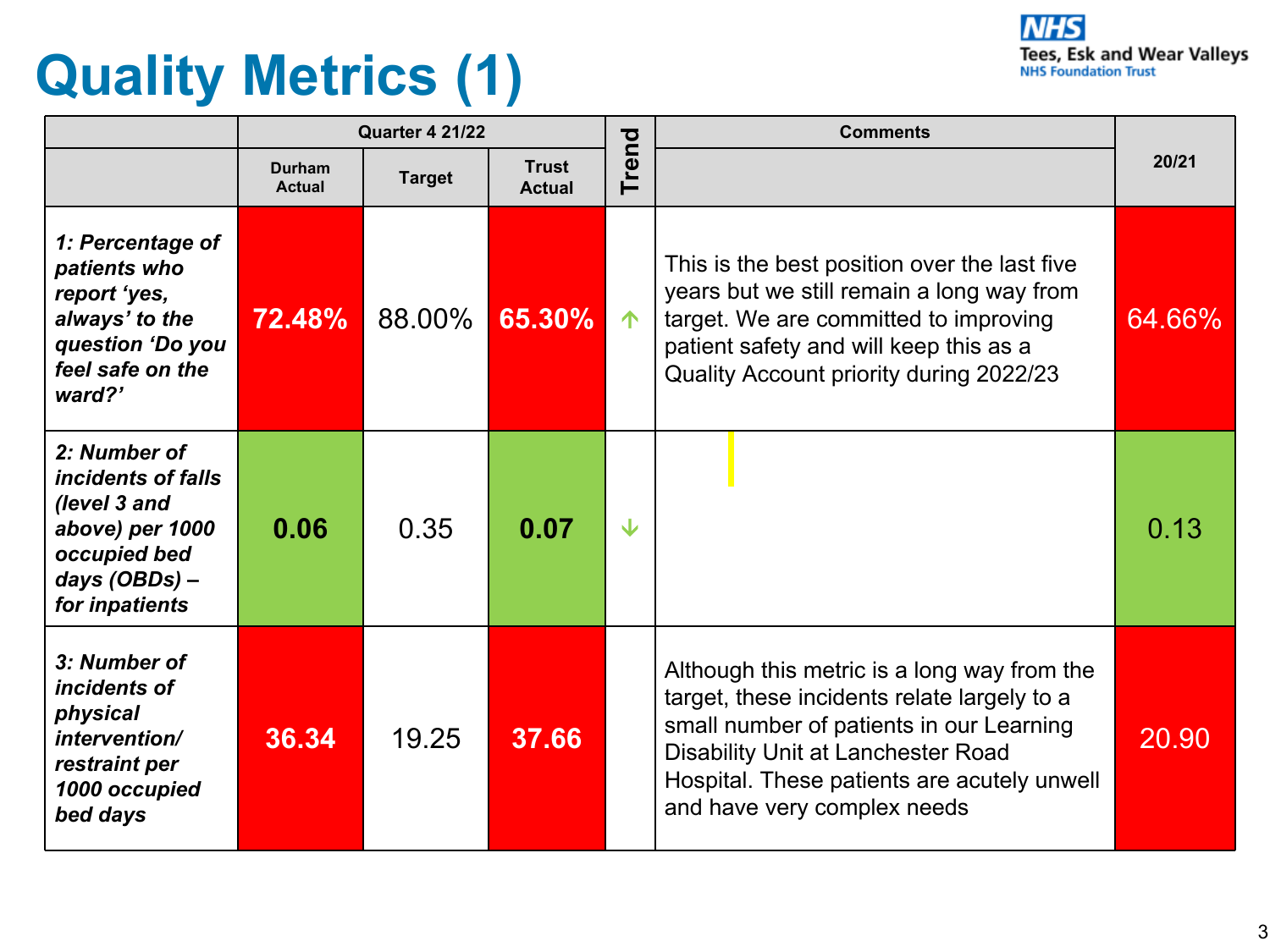# Quality Metrics (1)

| | Quarter 4 21/22 | | | Trend | Comments | 20/21 |
|---|---|---|---|---|---|---|
| | Durham Actual | Target | Trust Actual | | | |
| ***1: Percentage of patients who report 'yes, always' to the question 'Do you feel safe on the ward?'*** | **72.48%** | 88.00% | **65.30%** | ↑ | This is the best position over the last five years but we still remain a long way from target. We are committed to improving patient safety and will keep this as a Quality Account priority during 2022/23 | 64.66% |
| ***2: Number of incidents of falls (level 3 and above) per 1000 occupied bed days (OBDs) – for inpatients*** | **0.06** | 0.35 | **0.07** | ↓ | | 0.13 |
| ***3: Number of incidents of physical intervention/ restraint per 1000 occupied bed days*** | **36.34** | 19.25 | **37.66** | | Although this metric is a long way from the target, these incidents relate largely to a small number of patients in our Learning Disability Unit at Lanchester Road Hospital. These patients are acutely unwell and have very complex needs | 20.90 |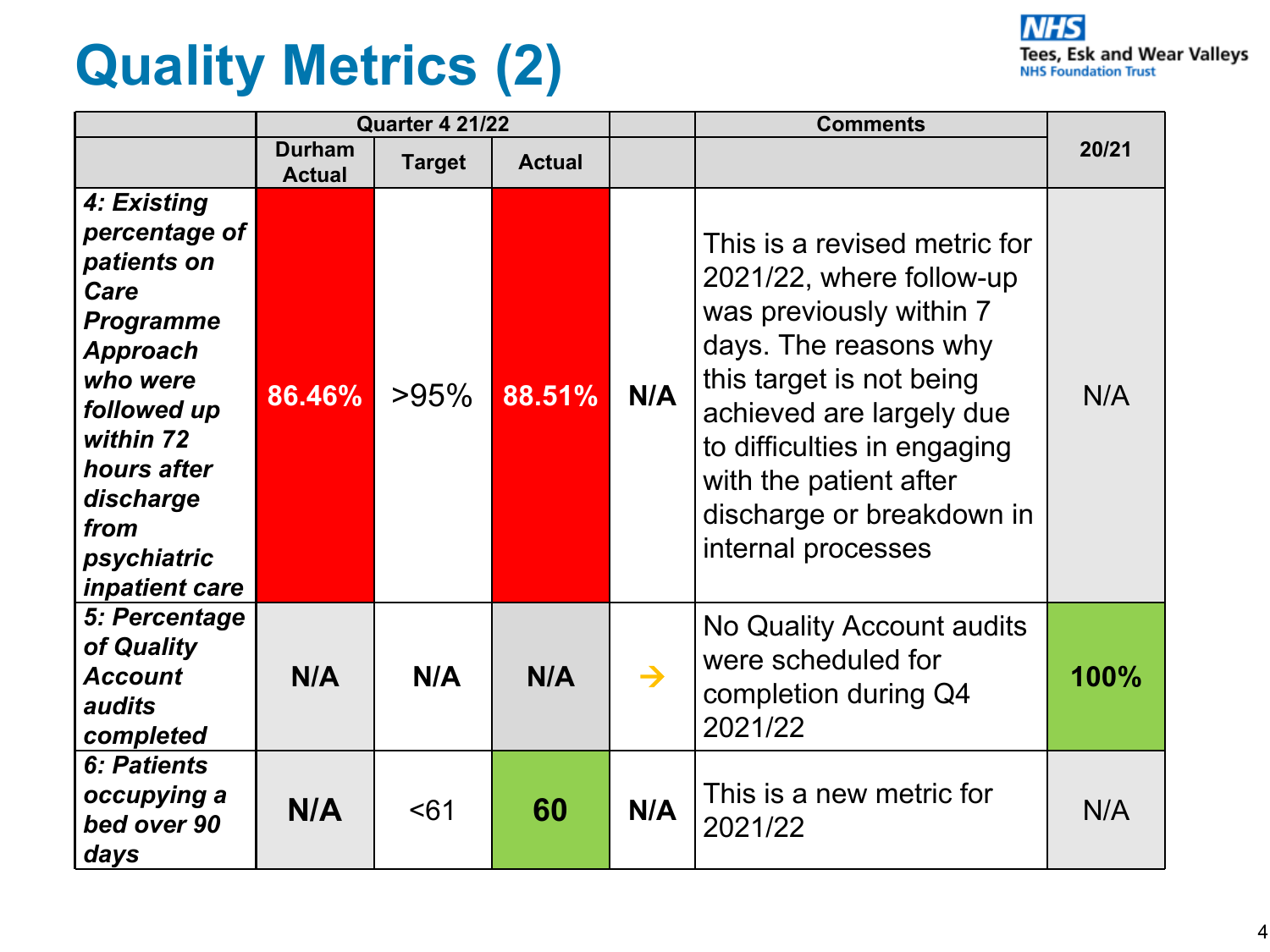# Quality Metrics (2)

| | Quarter 4 21/22 | | | | Comments | 20/21 |
|---|---|---|---|---|---|---|
| | Durham Actual | Target | Actual | | | |
| ***4: Existing percentage of patients on Care Programme Approach who were followed up within 72 hours after discharge from psychiatric inpatient care*** | **86.46%** | >95% | **88.51%** | **N/A** | This is a revised metric for 2021/22, where follow-up was previously within 7 days. The reasons why this target is not being achieved are largely due to difficulties in engaging with the patient after discharge or breakdown in internal processes | N/A |
| ***5: Percentage of Quality Account audits completed*** | **N/A** | **N/A** | **N/A** | → | No Quality Account audits were scheduled for completion during Q4 2021/22 | **100%** |
| ***6: Patients occupying a bed over 90 days*** | **N/A** | <61 | **60** | **N/A** | This is a new metric for 2021/22 | N/A |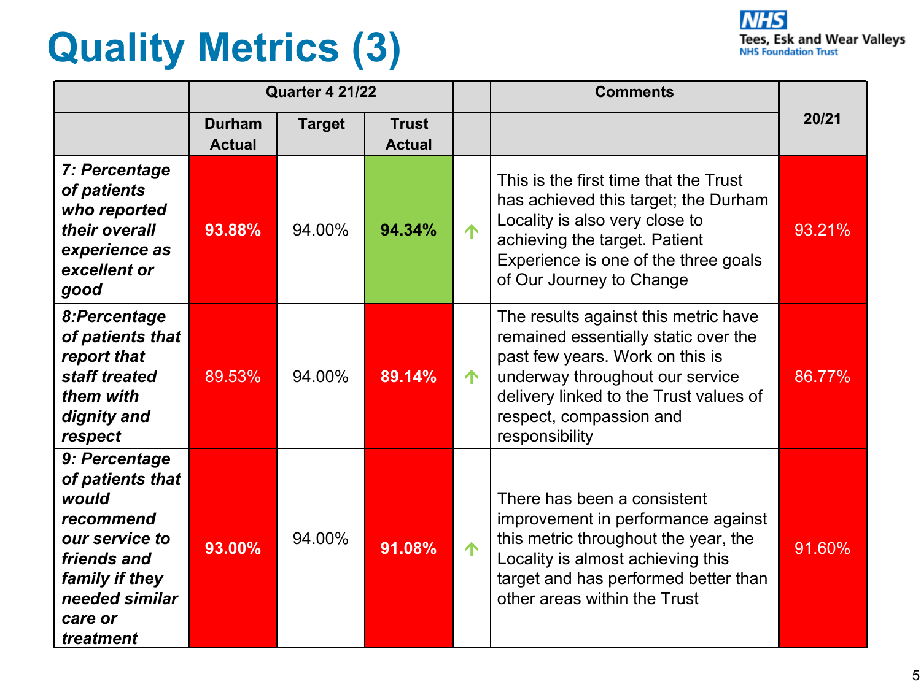# Quality Metrics (3)

| | Quarter 4 21/22 | | | | Comments | 20/21 |
|---|---|---|---|---|---|---|
| | Durham Actual | Target | Trust Actual | | | |
| ***7: Percentage of patients who reported their overall experience as excellent or good*** | **93.88%** | 94.00% | **94.34%** | ↑ | This is the first time that the Trust has achieved this target; the Durham Locality is also very close to achieving the target. Patient Experience is one of the three goals of Our Journey to Change | 93.21% |
| ***8:Percentage of patients that report that staff treated them with dignity and respect*** | 89.53% | 94.00% | **89.14%** | ↑ | The results against this metric have remained essentially static over the past few years. Work on this is underway throughout our service delivery linked to the Trust values of respect, compassion and responsibility | 86.77% |
| ***9: Percentage of patients that would recommend our service to friends and family if they needed similar care or treatment*** | **93.00%** | 94.00% | **91.08%** | ↑ | There has been a consistent improvement in performance against this metric throughout the year, the Locality is almost achieving this target and has performed better than other areas within the Trust | 91.60% |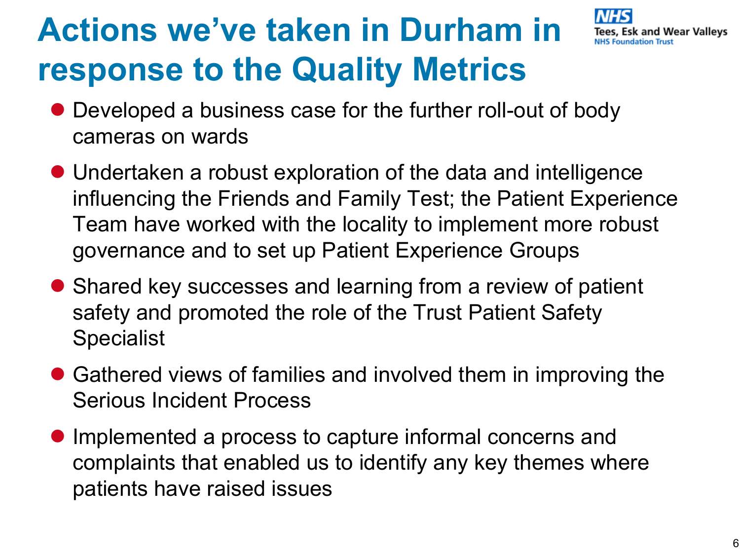# Actions we've taken in Durham in response to the Quality Metrics

NHS Tees, Esk and Wear Valleys NHS Foundation Trust

- Developed a business case for the further roll-out of body cameras on wards
- Undertaken a robust exploration of the data and intelligence influencing the Friends and Family Test; the Patient Experience Team have worked with the locality to implement more robust governance and to set up Patient Experience Groups
- Shared key successes and learning from a review of patient safety and promoted the role of the Trust Patient Safety Specialist
- Gathered views of families and involved them in improving the Serious Incident Process
- Implemented a process to capture informal concerns and complaints that enabled us to identify any key themes where patients have raised issues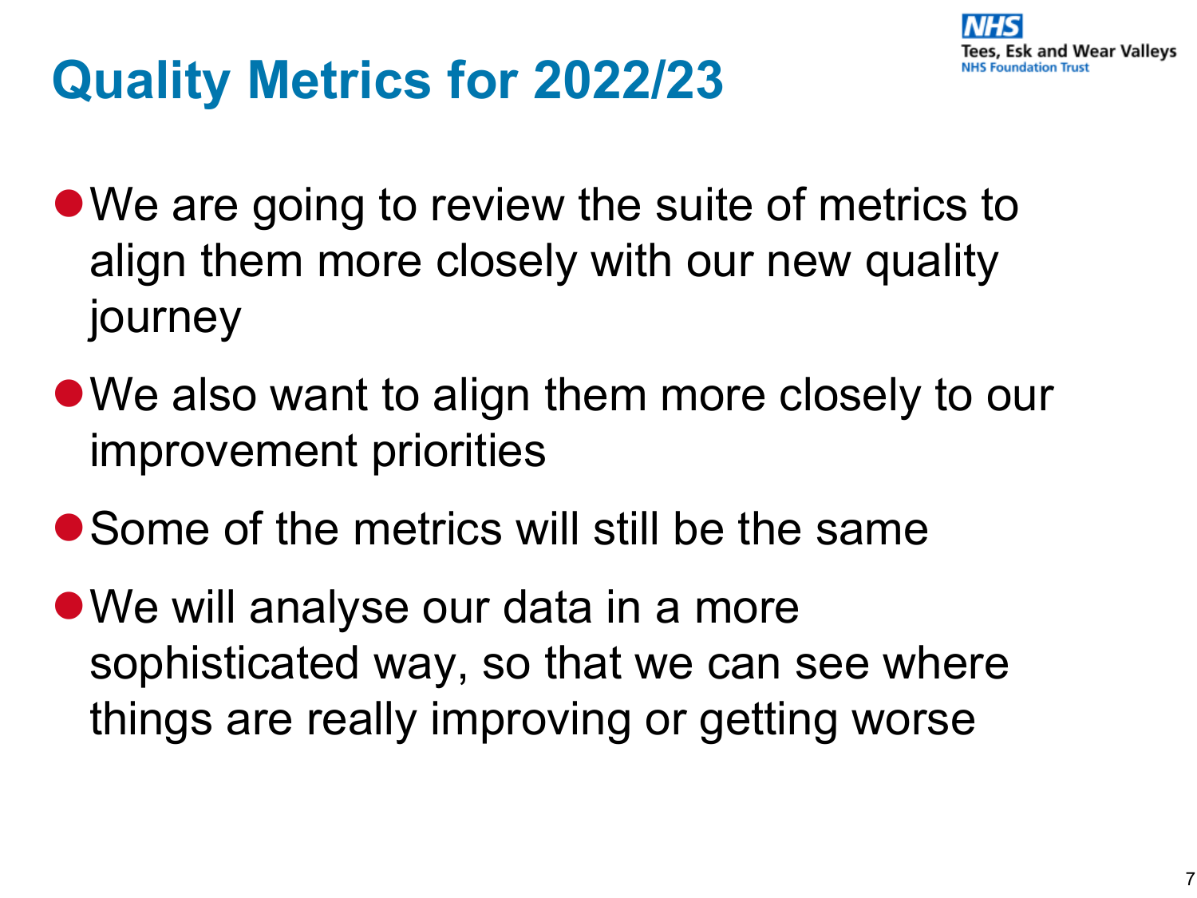# Quality Metrics for 2022/23

- We are going to review the suite of metrics to align them more closely with our new quality journey
- We also want to align them more closely to our improvement priorities
- Some of the metrics will still be the same
- We will analyse our data in a more sophisticated way, so that we can see where things are really improving or getting worse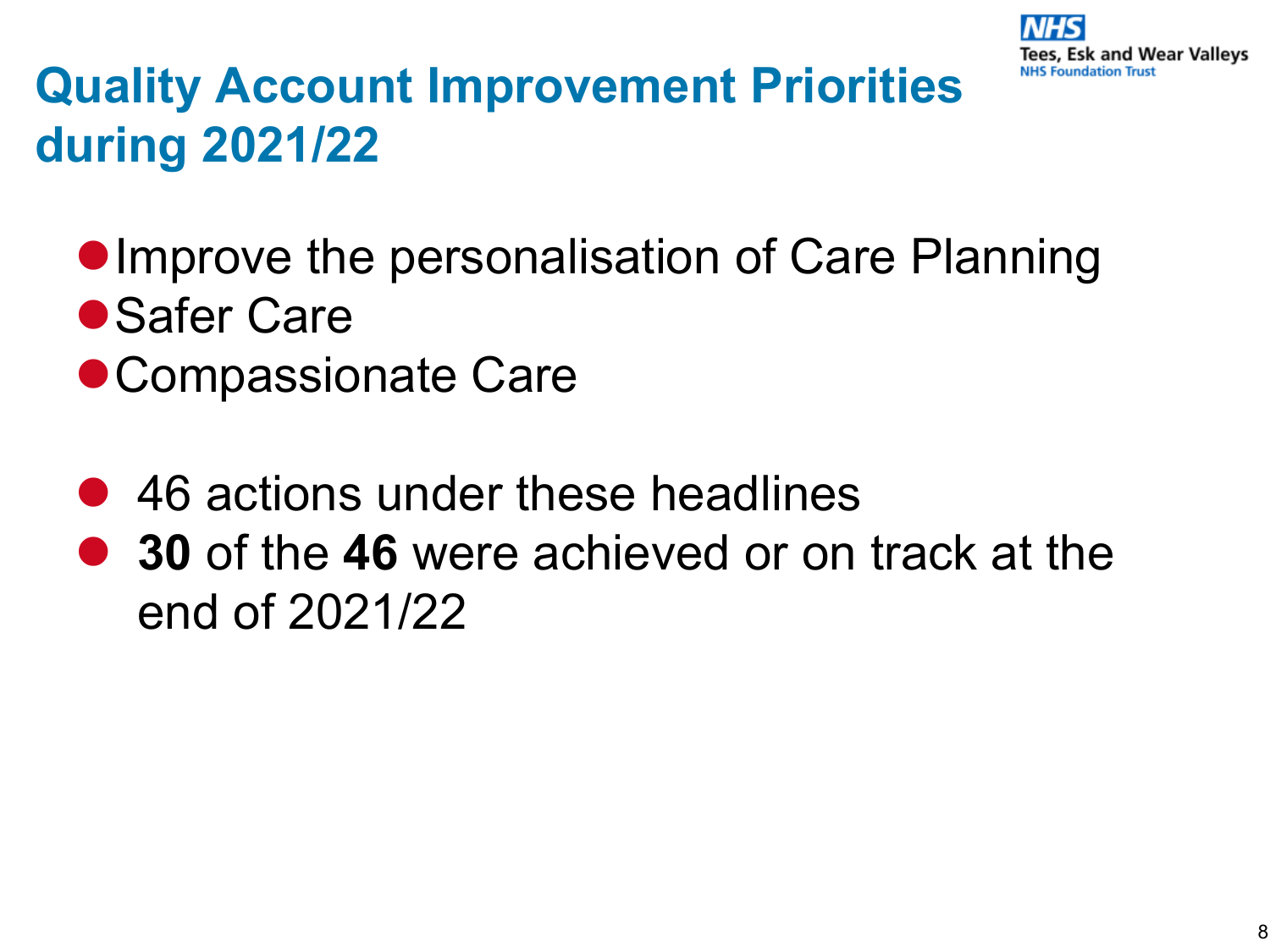# Quality Account Improvement Priorities during 2021/22

- Improve the personalisation of Care Planning
- Safer Care
- Compassionate Care

- 46 actions under these headlines
- **30** of the **46** were achieved or on track at the end of 2021/22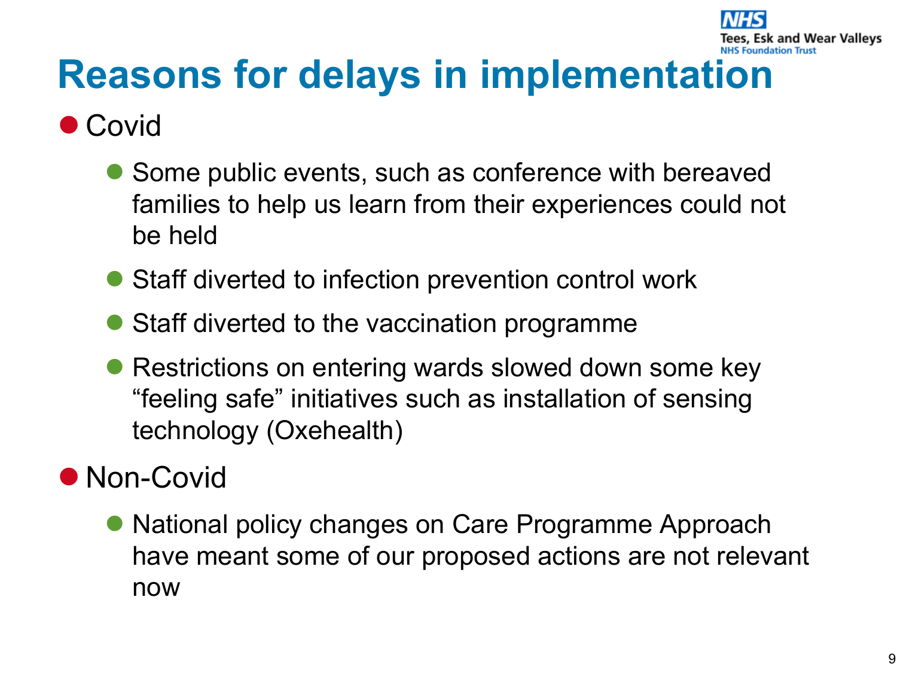# Reasons for delays in implementation

- Covid
  - Some public events, such as conference with bereaved families to help us learn from their experiences could not be held
  - Staff diverted to infection prevention control work
  - Staff diverted to the vaccination programme
  - Restrictions on entering wards slowed down some key "feeling safe" initiatives such as installation of sensing technology (Oxehealth)
- Non-Covid
  - National policy changes on Care Programme Approach have meant some of our proposed actions are not relevant now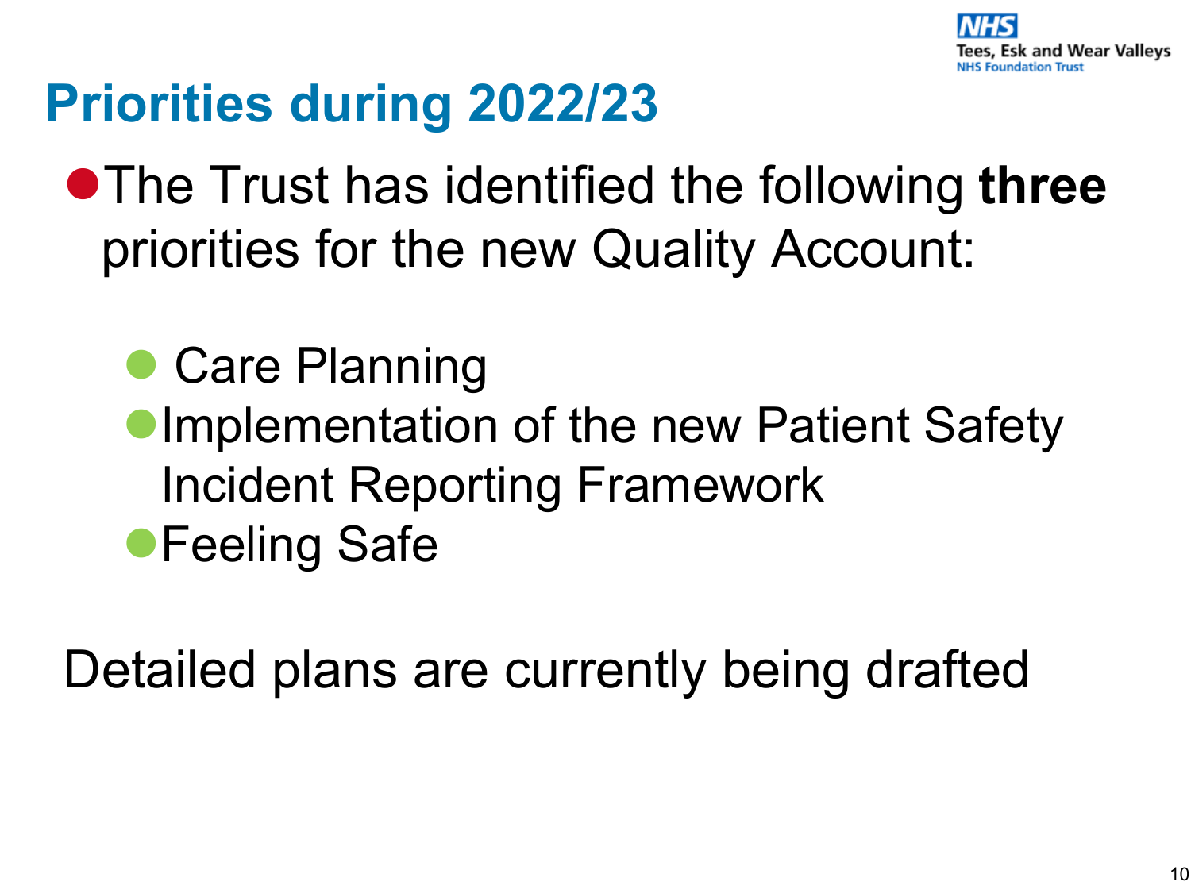# Priorities during 2022/23

- The Trust has identified the following **three** priorities for the new Quality Account:
  - Care Planning
  - Implementation of the new Patient Safety Incident Reporting Framework
  - Feeling Safe

Detailed plans are currently being drafted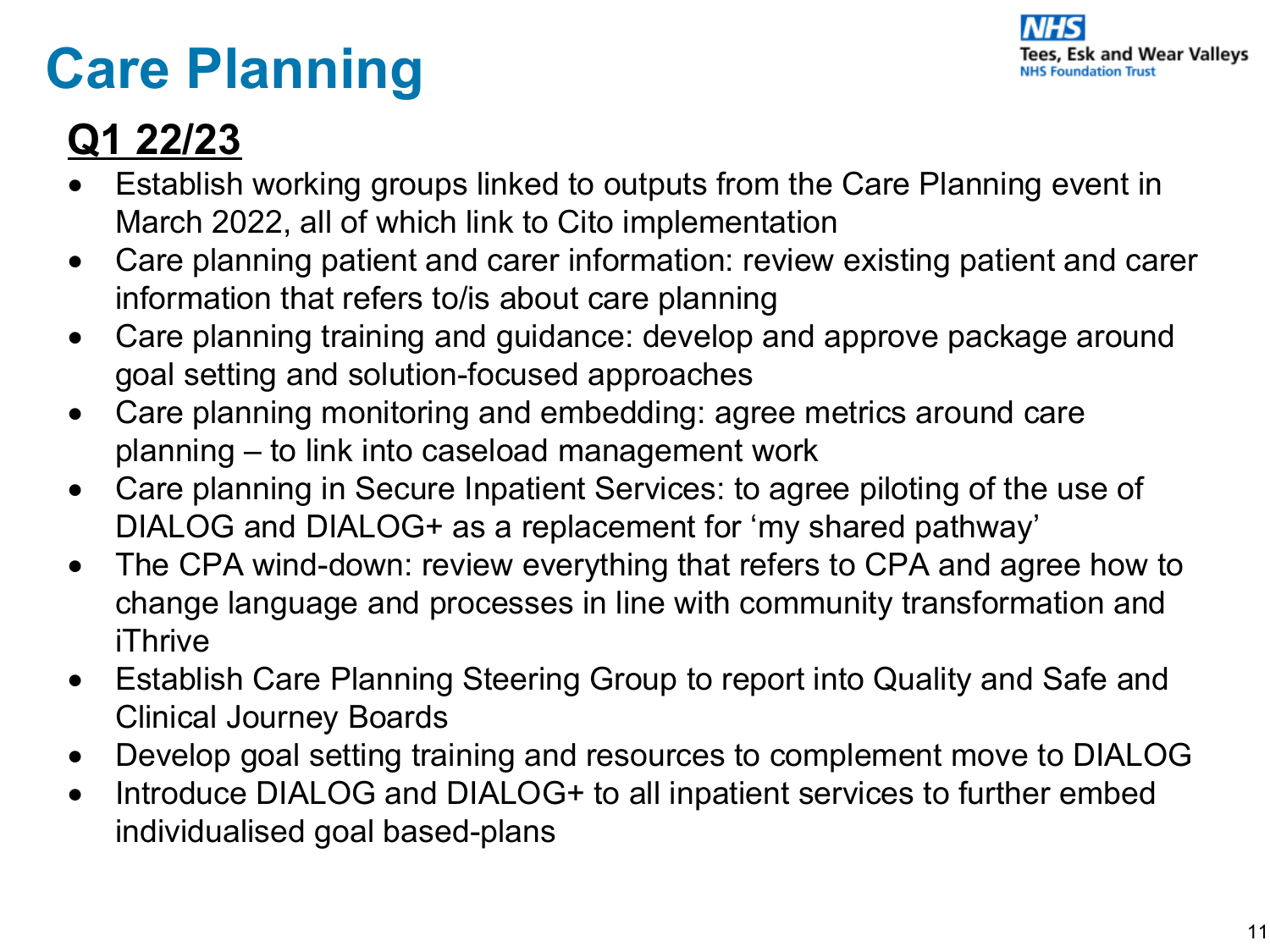# Care Planning

## Q1 22/23

- Establish working groups linked to outputs from the Care Planning event in March 2022, all of which link to Cito implementation
- Care planning patient and carer information: review existing patient and carer information that refers to/is about care planning
- Care planning training and guidance: develop and approve package around goal setting and solution-focused approaches
- Care planning monitoring and embedding: agree metrics around care planning – to link into caseload management work
- Care planning in Secure Inpatient Services: to agree piloting of the use of DIALOG and DIALOG+ as a replacement for 'my shared pathway'
- The CPA wind-down: review everything that refers to CPA and agree how to change language and processes in line with community transformation and iThrive
- Establish Care Planning Steering Group to report into Quality and Safe and Clinical Journey Boards
- Develop goal setting training and resources to complement move to DIALOG
- Introduce DIALOG and DIALOG+ to all inpatient services to further embed individualised goal based-plans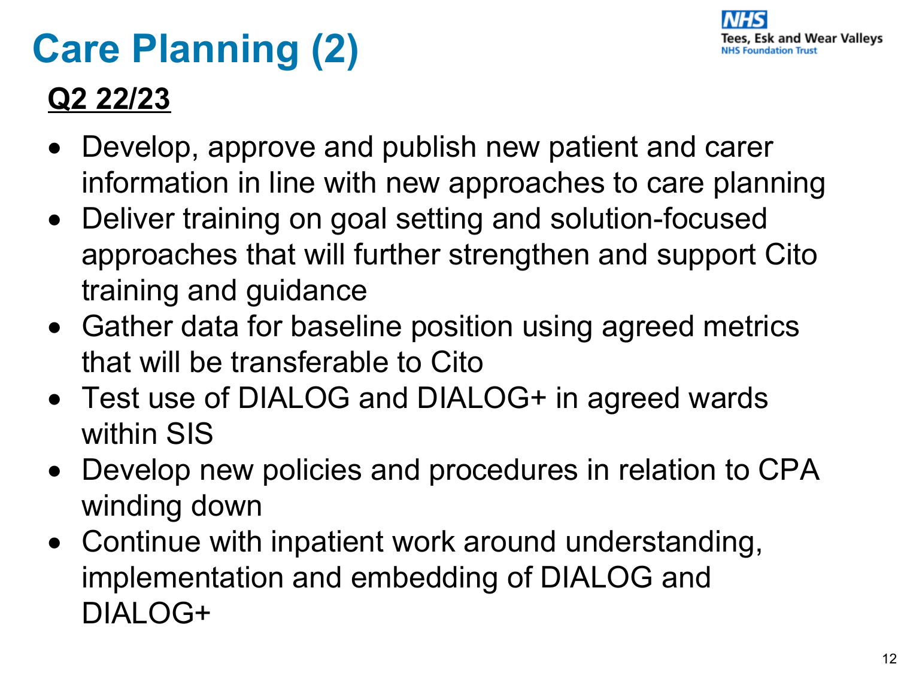# Care Planning (2)

**Q2 22/23**

- Develop, approve and publish new patient and carer information in line with new approaches to care planning
- Deliver training on goal setting and solution-focused approaches that will further strengthen and support Cito training and guidance
- Gather data for baseline position using agreed metrics that will be transferable to Cito
- Test use of DIALOG and DIALOG+ in agreed wards within SIS
- Develop new policies and procedures in relation to CPA winding down
- Continue with inpatient work around understanding, implementation and embedding of DIALOG and DIALOG+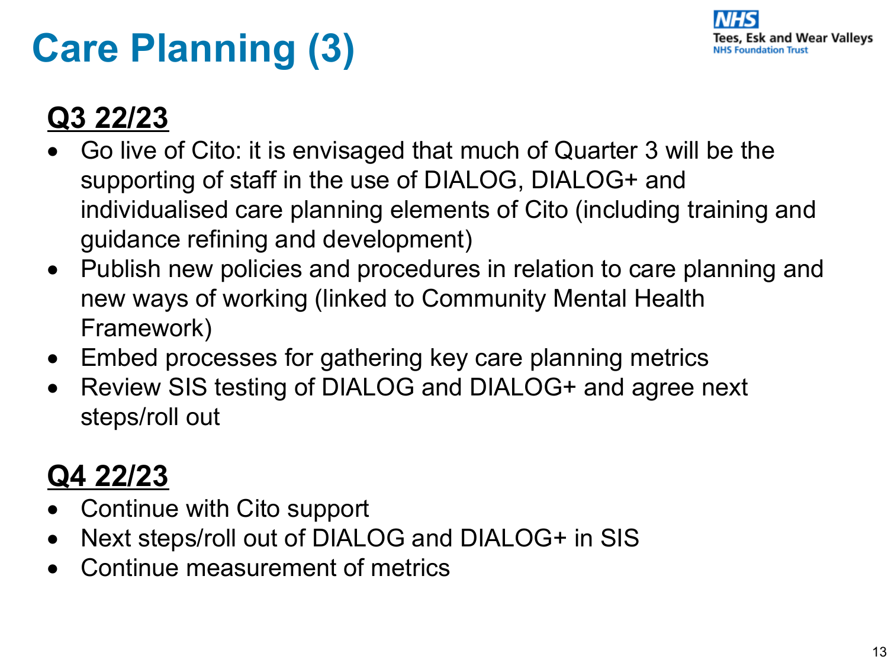# Care Planning (3)

**Q3 22/23**

- Go live of Cito: it is envisaged that much of Quarter 3 will be the supporting of staff in the use of DIALOG, DIALOG+ and individualised care planning elements of Cito (including training and guidance refining and development)
- Publish new policies and procedures in relation to care planning and new ways of working (linked to Community Mental Health Framework)
- Embed processes for gathering key care planning metrics
- Review SIS testing of DIALOG and DIALOG+ and agree next steps/roll out

**Q4 22/23**

- Continue with Cito support
- Next steps/roll out of DIALOG and DIALOG+ in SIS
- Continue measurement of metrics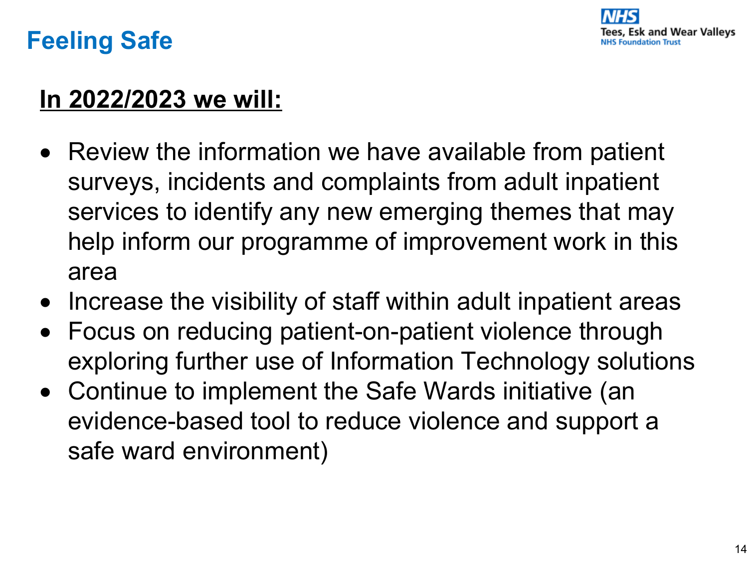# Feeling Safe

**In 2022/2023 we will:**

- Review the information we have available from patient surveys, incidents and complaints from adult inpatient services to identify any new emerging themes that may help inform our programme of improvement work in this area
- Increase the visibility of staff within adult inpatient areas
- Focus on reducing patient-on-patient violence through exploring further use of Information Technology solutions
- Continue to implement the Safe Wards initiative (an evidence-based tool to reduce violence and support a safe ward environment)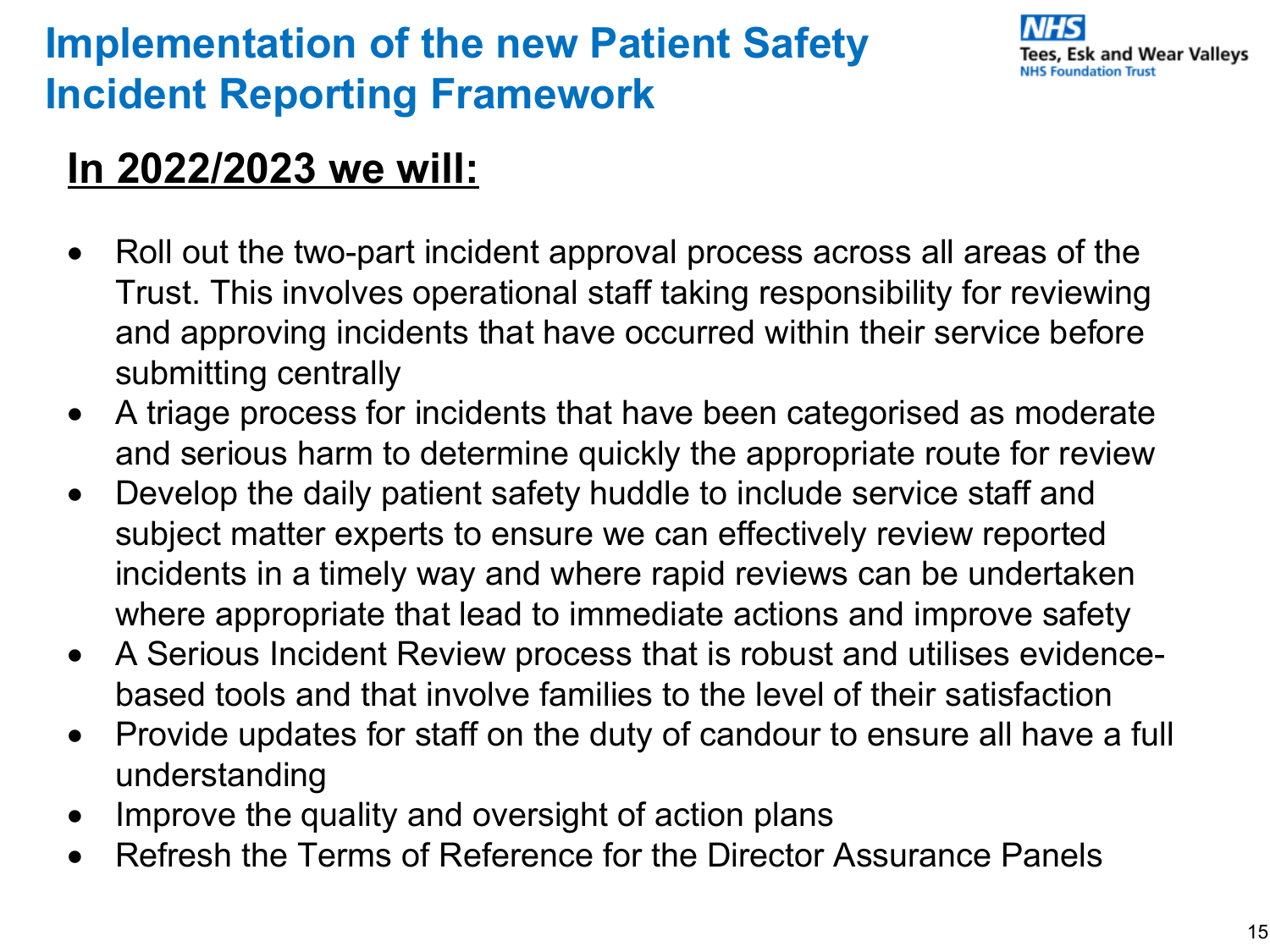# Implementation of the new Patient Safety Incident Reporting Framework

NHS Tees, Esk and Wear Valleys NHS Foundation Trust

## In 2022/2023 we will:

- Roll out the two-part incident approval process across all areas of the Trust. This involves operational staff taking responsibility for reviewing and approving incidents that have occurred within their service before submitting centrally
- A triage process for incidents that have been categorised as moderate and serious harm to determine quickly the appropriate route for review
- Develop the daily patient safety huddle to include service staff and subject matter experts to ensure we can effectively review reported incidents in a timely way and where rapid reviews can be undertaken where appropriate that lead to immediate actions and improve safety
- A Serious Incident Review process that is robust and utilises evidence-based tools and that involve families to the level of their satisfaction
- Provide updates for staff on the duty of candour to ensure all have a full understanding
- Improve the quality and oversight of action plans
- Refresh the Terms of Reference for the Director Assurance Panels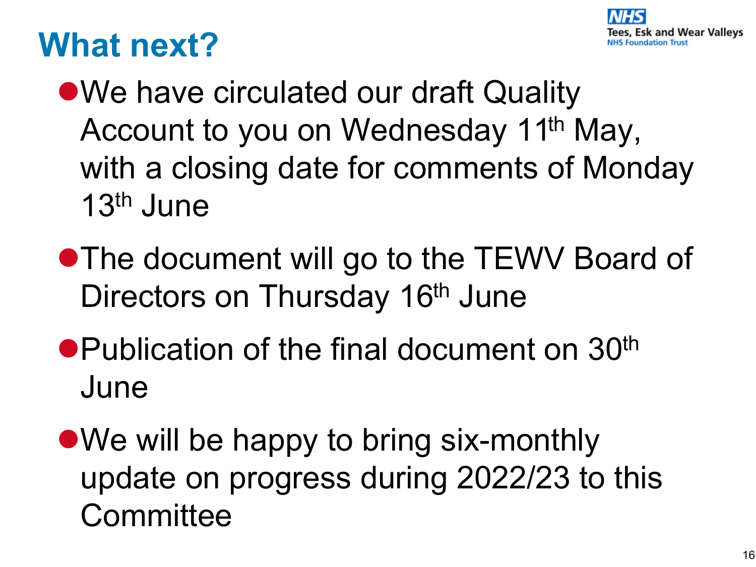# What next?

NHS
Tees, Esk and Wear Valleys
NHS Foundation Trust

- We have circulated our draft Quality Account to you on Wednesday 11th May, with a closing date for comments of Monday 13th June
- The document will go to the TEWV Board of Directors on Thursday 16th June
- Publication of the final document on 30th June
- We will be happy to bring six-monthly update on progress during 2022/23 to this Committee